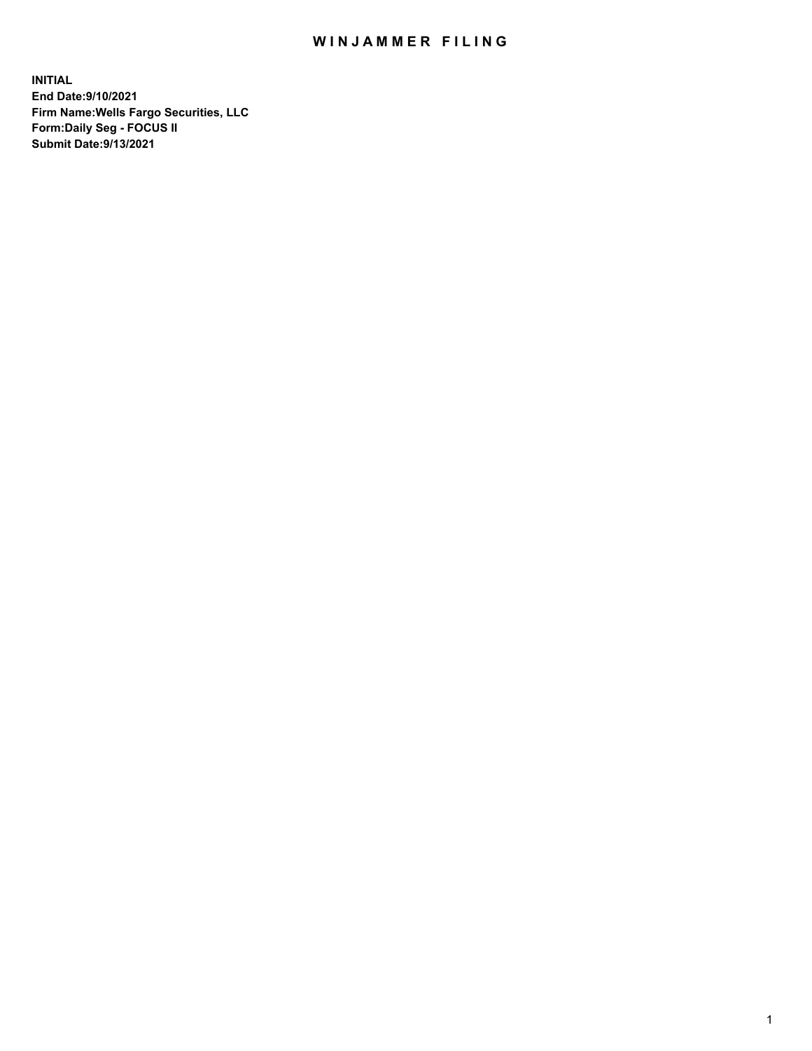# WINJAMMER FILING

**INITIAL**
**End Date:9/10/2021**
**Firm Name:Wells Fargo Securities, LLC**
**Form:Daily Seg - FOCUS II**
**Submit Date:9/13/2021**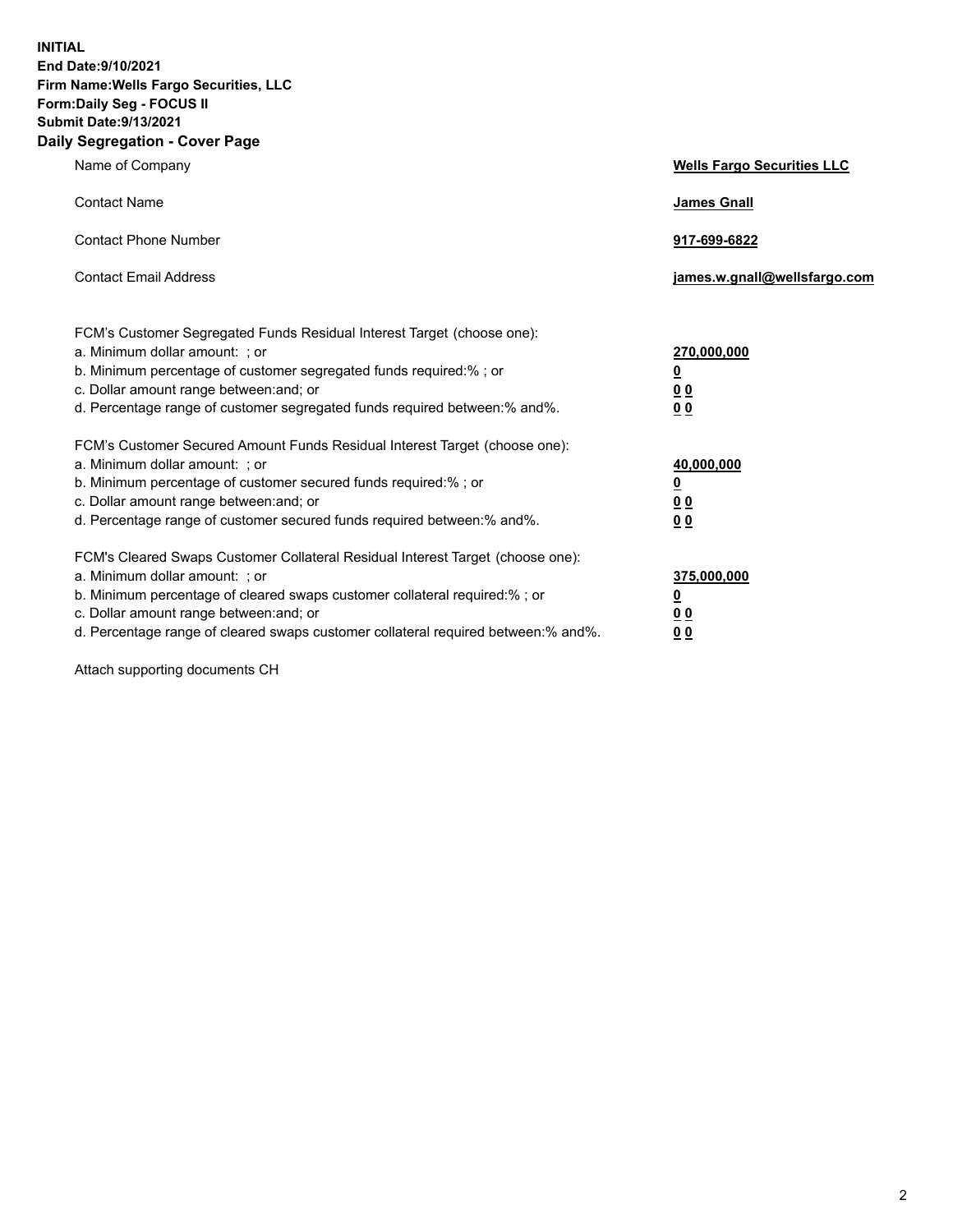**INITIAL**
**End Date:9/10/2021**
**Firm Name:Wells Fargo Securities, LLC**
**Form:Daily Seg - FOCUS II**
**Submit Date:9/13/2021**

## Daily Segregation - Cover Page

| | |
|---|---|
| Name of Company | **Wells Fargo Securities LLC** |
| Contact Name | **James Gnall** |
| Contact Phone Number | **917-699-6822** |
| Contact Email Address | **james.w.gnall@wellsfargo.com** |

FCM's Customer Segregated Funds Residual Interest Target (choose one):

| | |
|---|---|
| a. Minimum dollar amount: ; or | **270,000,000** |
| b. Minimum percentage of customer segregated funds required:% ; or | **0** |
| c. Dollar amount range between:and; or | **0 0** |
| d. Percentage range of customer segregated funds required between:% and%. | **0 0** |

FCM's Customer Secured Amount Funds Residual Interest Target (choose one):

| | |
|---|---|
| a. Minimum dollar amount: ; or | **40,000,000** |
| b. Minimum percentage of customer secured funds required:% ; or | **0** |
| c. Dollar amount range between:and; or | **0 0** |
| d. Percentage range of customer secured funds required between:% and%. | **0 0** |

FCM's Cleared Swaps Customer Collateral Residual Interest Target (choose one):

| | |
|---|---|
| a. Minimum dollar amount: ; or | **375,000,000** |
| b. Minimum percentage of cleared swaps customer collateral required:% ; or | **0** |
| c. Dollar amount range between:and; or | **0 0** |
| d. Percentage range of cleared swaps customer collateral required between:% and%. | **0 0** |

Attach supporting documents CH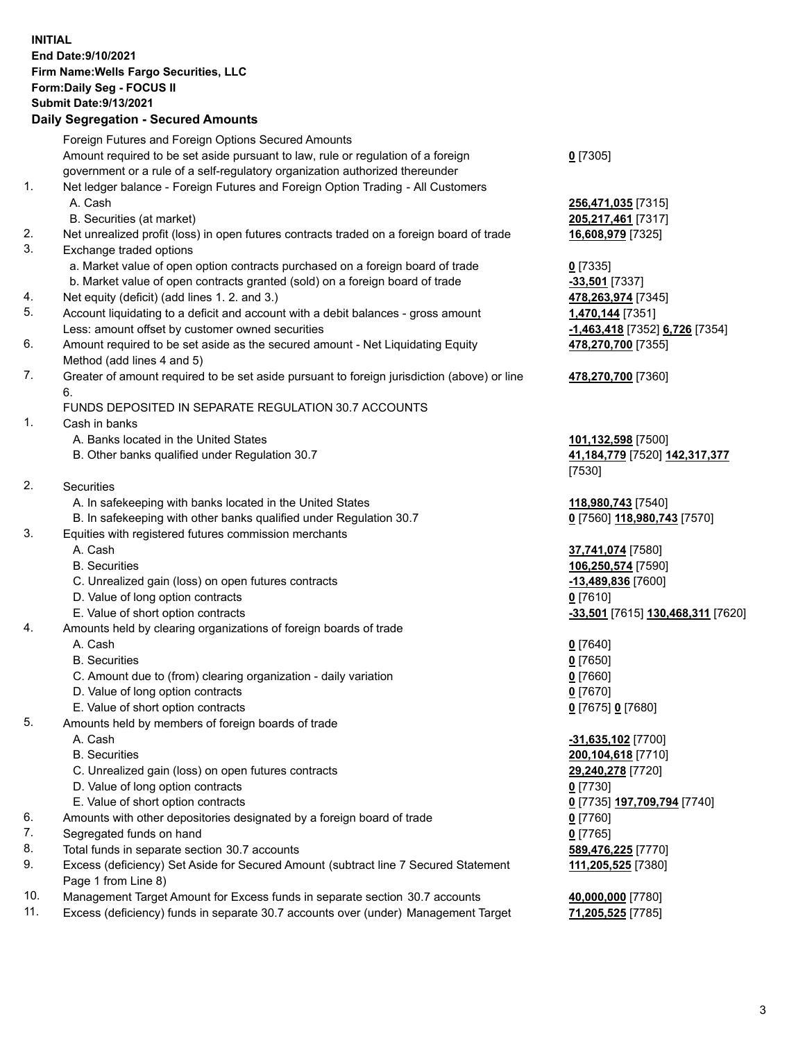**INITIAL**
**End Date:9/10/2021**
**Firm Name:Wells Fargo Securities, LLC**
**Form:Daily Seg - FOCUS II**
**Submit Date:9/13/2021**

### Daily Segregation - Secured Amounts

| | | |
|---|---|---|
| | Foreign Futures and Foreign Options Secured Amounts | |
| | Amount required to be set aside pursuant to law, rule or regulation of a foreign government or a rule of a self-regulatory organization authorized thereunder | **0** [7305] |
| 1. | Net ledger balance - Foreign Futures and Foreign Option Trading - All Customers | |
| | A. Cash | **256,471,035** [7315] |
| | B. Securities (at market) | **205,217,461** [7317] |
| 2. | Net unrealized profit (loss) in open futures contracts traded on a foreign board of trade | **16,608,979** [7325] |
| 3. | Exchange traded options | |
| | a. Market value of open option contracts purchased on a foreign board of trade | **0** [7335] |
| | b. Market value of open contracts granted (sold) on a foreign board of trade | **-33,501** [7337] |
| 4. | Net equity (deficit) (add lines 1. 2. and 3.) | **478,263,974** [7345] |
| 5. | Account liquidating to a deficit and account with a debit balances - gross amount | **1,470,144** [7351] |
| | Less: amount offset by customer owned securities | **-1,463,418** [7352] **6,726** [7354] |
| 6. | Amount required to be set aside as the secured amount - Net Liquidating Equity Method (add lines 4 and 5) | **478,270,700** [7355] |
| 7. | Greater of amount required to be set aside pursuant to foreign jurisdiction (above) or line 6. | **478,270,700** [7360] |
| | FUNDS DEPOSITED IN SEPARATE REGULATION 30.7 ACCOUNTS | |
| 1. | Cash in banks | |
| | A. Banks located in the United States | **101,132,598** [7500] |
| | B. Other banks qualified under Regulation 30.7 | **41,184,779** [7520] **142,317,377** [7530] |
| 2. | Securities | |
| | A. In safekeeping with banks located in the United States | **118,980,743** [7540] |
| | B. In safekeeping with other banks qualified under Regulation 30.7 | **0** [7560] **118,980,743** [7570] |
| 3. | Equities with registered futures commission merchants | |
| | A. Cash | **37,741,074** [7580] |
| | B. Securities | **106,250,574** [7590] |
| | C. Unrealized gain (loss) on open futures contracts | **-13,489,836** [7600] |
| | D. Value of long option contracts | **0** [7610] |
| | E. Value of short option contracts | **-33,501** [7615] **130,468,311** [7620] |
| 4. | Amounts held by clearing organizations of foreign boards of trade | |
| | A. Cash | **0** [7640] |
| | B. Securities | **0** [7650] |
| | C. Amount due to (from) clearing organization - daily variation | **0** [7660] |
| | D. Value of long option contracts | **0** [7670] |
| | E. Value of short option contracts | **0** [7675] **0** [7680] |
| 5. | Amounts held by members of foreign boards of trade | |
| | A. Cash | **-31,635,102** [7700] |
| | B. Securities | **200,104,618** [7710] |
| | C. Unrealized gain (loss) on open futures contracts | **29,240,278** [7720] |
| | D. Value of long option contracts | **0** [7730] |
| | E. Value of short option contracts | **0** [7735] **197,709,794** [7740] |
| 6. | Amounts with other depositories designated by a foreign board of trade | **0** [7760] |
| 7. | Segregated funds on hand | **0** [7765] |
| 8. | Total funds in separate section 30.7 accounts | **589,476,225** [7770] |
| 9. | Excess (deficiency) Set Aside for Secured Amount (subtract line 7 Secured Statement Page 1 from Line 8) | **111,205,525** [7380] |
| 10. | Management Target Amount for Excess funds in separate section 30.7 accounts | **40,000,000** [7780] |
| 11. | Excess (deficiency) funds in separate 30.7 accounts over (under) Management Target | **71,205,525** [7785] |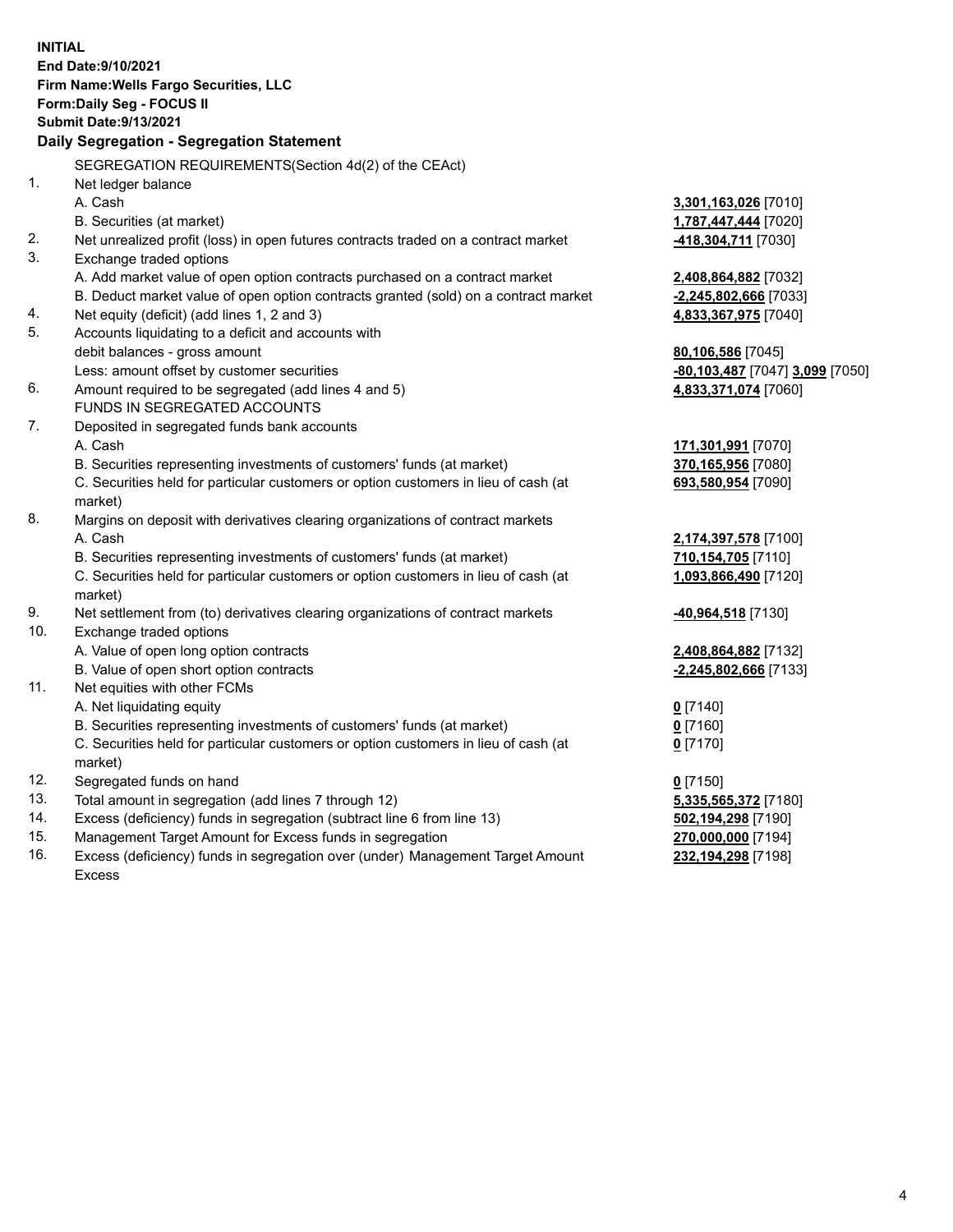**INITIAL**
**End Date:9/10/2021**
**Firm Name:Wells Fargo Securities, LLC**
**Form:Daily Seg - FOCUS II**
**Submit Date:9/13/2021**

## Daily Segregation - Segregation Statement

SEGREGATION REQUIREMENTS(Section 4d(2) of the CEAct)

| | | |
|---|---|---|
| 1. | Net ledger balance | |
| | A. Cash | **3,301,163,026** [7010] |
| | B. Securities (at market) | **1,787,447,444** [7020] |
| 2. | Net unrealized profit (loss) in open futures contracts traded on a contract market | **-418,304,711** [7030] |
| 3. | Exchange traded options | |
| | A. Add market value of open option contracts purchased on a contract market | **2,408,864,882** [7032] |
| | B. Deduct market value of open option contracts granted (sold) on a contract market | **-2,245,802,666** [7033] |
| 4. | Net equity (deficit) (add lines 1, 2 and 3) | **4,833,367,975** [7040] |
| 5. | Accounts liquidating to a deficit and accounts with debit balances - gross amount | **80,106,586** [7045] |
| | Less: amount offset by customer securities | **-80,103,487** [7047] **3,099** [7050] |
| 6. | Amount required to be segregated (add lines 4 and 5) | **4,833,371,074** [7060] |
| | FUNDS IN SEGREGATED ACCOUNTS | |
| 7. | Deposited in segregated funds bank accounts | |
| | A. Cash | **171,301,991** [7070] |
| | B. Securities representing investments of customers' funds (at market) | **370,165,956** [7080] |
| | C. Securities held for particular customers or option customers in lieu of cash (at market) | **693,580,954** [7090] |
| 8. | Margins on deposit with derivatives clearing organizations of contract markets | |
| | A. Cash | **2,174,397,578** [7100] |
| | B. Securities representing investments of customers' funds (at market) | **710,154,705** [7110] |
| | C. Securities held for particular customers or option customers in lieu of cash (at market) | **1,093,866,490** [7120] |
| 9. | Net settlement from (to) derivatives clearing organizations of contract markets | **-40,964,518** [7130] |
| 10. | Exchange traded options | |
| | A. Value of open long option contracts | **2,408,864,882** [7132] |
| | B. Value of open short option contracts | **-2,245,802,666** [7133] |
| 11. | Net equities with other FCMs | |
| | A. Net liquidating equity | **0** [7140] |
| | B. Securities representing investments of customers' funds (at market) | **0** [7160] |
| | C. Securities held for particular customers or option customers in lieu of cash (at market) | **0** [7170] |
| 12. | Segregated funds on hand | **0** [7150] |
| 13. | Total amount in segregation (add lines 7 through 12) | **5,335,565,372** [7180] |
| 14. | Excess (deficiency) funds in segregation (subtract line 6 from line 13) | **502,194,298** [7190] |
| 15. | Management Target Amount for Excess funds in segregation | **270,000,000** [7194] |
| 16. | Excess (deficiency) funds in segregation over (under) Management Target Amount Excess | **232,194,298** [7198] |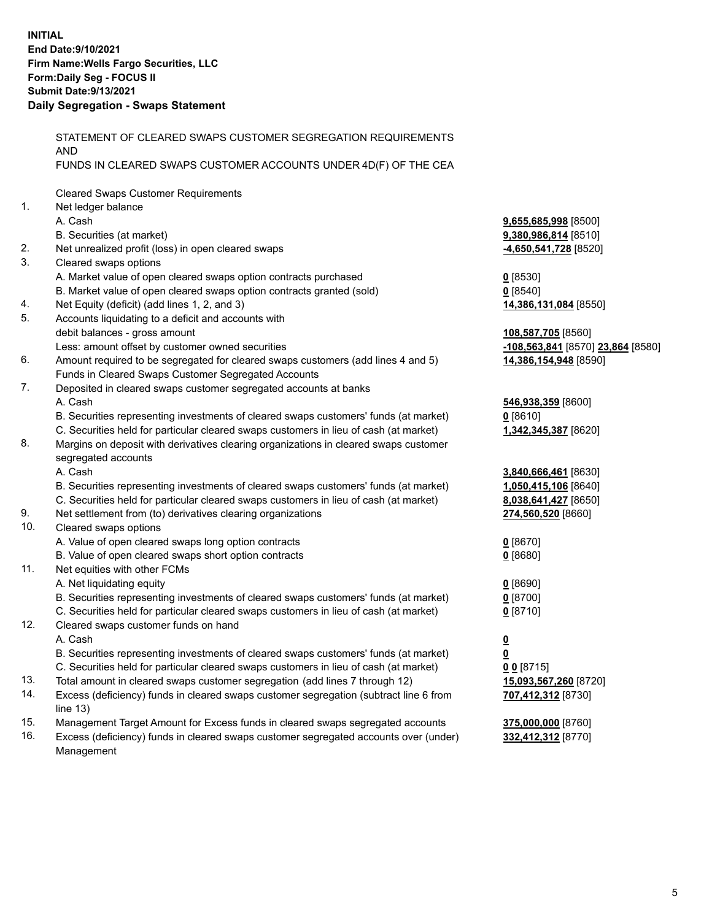**INITIAL**
**End Date:9/10/2021**
**Firm Name:Wells Fargo Securities, LLC**
**Form:Daily Seg - FOCUS II**
**Submit Date:9/13/2021**
**Daily Segregation - Swaps Statement**

STATEMENT OF CLEARED SWAPS CUSTOMER SEGREGATION REQUIREMENTS AND FUNDS IN CLEARED SWAPS CUSTOMER ACCOUNTS UNDER 4D(F) OF THE CEA

| | | |
|---|---|---|
| | Cleared Swaps Customer Requirements | |
| 1. | Net ledger balance | |
| | A. Cash | **9,655,685,998** [8500] |
| | B. Securities (at market) | **9,380,986,814** [8510] |
| 2. | Net unrealized profit (loss) in open cleared swaps | **-4,650,541,728** [8520] |
| 3. | Cleared swaps options | |
| | A. Market value of open cleared swaps option contracts purchased | **0** [8530] |
| | B. Market value of open cleared swaps option contracts granted (sold) | **0** [8540] |
| 4. | Net Equity (deficit) (add lines 1, 2, and 3) | **14,386,131,084** [8550] |
| 5. | Accounts liquidating to a deficit and accounts with | |
| | debit balances - gross amount | **108,587,705** [8560] |
| | Less: amount offset by customer owned securities | **-108,563,841** [8570] **23,864** [8580] |
| 6. | Amount required to be segregated for cleared swaps customers (add lines 4 and 5) | **14,386,154,948** [8590] |
| | Funds in Cleared Swaps Customer Segregated Accounts | |
| 7. | Deposited in cleared swaps customer segregated accounts at banks | |
| | A. Cash | **546,938,359** [8600] |
| | B. Securities representing investments of cleared swaps customers' funds (at market) | **0** [8610] |
| | C. Securities held for particular cleared swaps customers in lieu of cash (at market) | **1,342,345,387** [8620] |
| 8. | Margins on deposit with derivatives clearing organizations in cleared swaps customer segregated accounts | |
| | A. Cash | **3,840,666,461** [8630] |
| | B. Securities representing investments of cleared swaps customers' funds (at market) | **1,050,415,106** [8640] |
| | C. Securities held for particular cleared swaps customers in lieu of cash (at market) | **8,038,641,427** [8650] |
| 9. | Net settlement from (to) derivatives clearing organizations | **274,560,520** [8660] |
| 10. | Cleared swaps options | |
| | A. Value of open cleared swaps long option contracts | **0** [8670] |
| | B. Value of open cleared swaps short option contracts | **0** [8680] |
| 11. | Net equities with other FCMs | |
| | A. Net liquidating equity | **0** [8690] |
| | B. Securities representing investments of cleared swaps customers' funds (at market) | **0** [8700] |
| | C. Securities held for particular cleared swaps customers in lieu of cash (at market) | **0** [8710] |
| 12. | Cleared swaps customer funds on hand | |
| | A. Cash | **0** |
| | B. Securities representing investments of cleared swaps customers' funds (at market) | **0** |
| | C. Securities held for particular cleared swaps customers in lieu of cash (at market) | **0** **0** [8715] |
| 13. | Total amount in cleared swaps customer segregation (add lines 7 through 12) | **15,093,567,260** [8720] |
| 14. | Excess (deficiency) funds in cleared swaps customer segregation (subtract line 6 from line 13) | **707,412,312** [8730] |
| 15. | Management Target Amount for Excess funds in cleared swaps segregated accounts | **375,000,000** [8760] |
| 16. | Excess (deficiency) funds in cleared swaps customer segregated accounts over (under) Management | **332,412,312** [8770] |